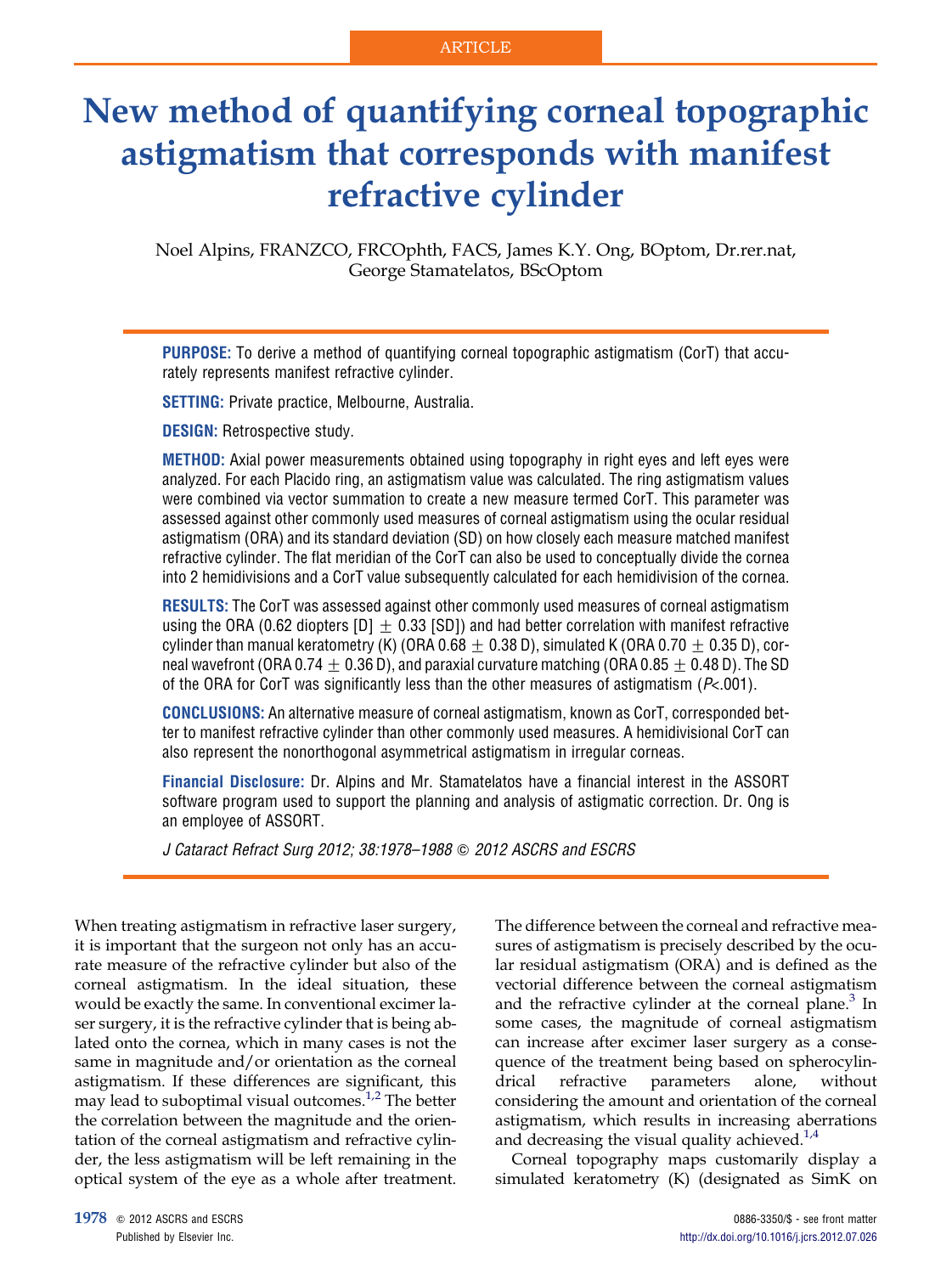ARTICLE

# New method of quantifying corneal topographic astigmatism that corresponds with manifest refractive cylinder

Noel Alpins, FRANZCO, FRCOphth, FACS, James K.Y. Ong, BOptom, Dr.rer.nat, George Stamatelatos, BScOptom

**PURPOSE:** To derive a method of quantifying corneal topographic astigmatism (CorT) that accurately represents manifest refractive cylinder.

**SETTING:** Private practice, Melbourne, Australia.

**DESIGN:** Retrospective study.

**METHOD:** Axial power measurements obtained using topography in right eyes and left eyes were analyzed. For each Placido ring, an astigmatism value was calculated. The ring astigmatism values were combined via vector summation to create a new measure termed CorT. This parameter was assessed against other commonly used measures of corneal astigmatism using the ocular residual astigmatism (ORA) and its standard deviation (SD) on how closely each measure matched manifest refractive cylinder. The flat meridian of the CorT can also be used to conceptually divide the cornea into 2 hemidivisions and a CorT value subsequently calculated for each hemidivision of the cornea.

**RESULTS:** The CorT was assessed against other commonly used measures of corneal astigmatism using the ORA (0.62 diopters [D] $\pm$ 0.33 [SD]) and had better correlation with manifest refractive cylinder than manual keratometry (K) (ORA 0.68 $\pm$ 0.38 D), simulated K (ORA 0.70 $\pm$ 0.35 D), corneal wavefront (ORA 0.74 $\pm$ 0.36 D), and paraxial curvature matching (ORA 0.85 $\pm$ 0.48 D). The SD of the ORA for CorT was significantly less than the other measures of astigmatism ($P<.001$).

**CONCLUSIONS:** An alternative measure of corneal astigmatism, known as CorT, corresponded better to manifest refractive cylinder than other commonly used measures. A hemidivisional CorT can also represent the nonorthogonal asymmetrical astigmatism in irregular corneas.

**Financial Disclosure:** Dr. Alpins and Mr. Stamatelatos have a financial interest in the ASSORT software program used to support the planning and analysis of astigmatic correction. Dr. Ong is an employee of ASSORT.

*J Cataract Refract Surg 2012; 38:1978–1988 © 2012 ASCRS and ESCRS*

When treating astigmatism in refractive laser surgery, it is important that the surgeon not only has an accurate measure of the refractive cylinder but also of the corneal astigmatism. In the ideal situation, these would be exactly the same. In conventional excimer laser surgery, it is the refractive cylinder that is being ablated onto the cornea, which in many cases is not the same in magnitude and/or orientation as the corneal astigmatism. If these differences are significant, this may lead to suboptimal visual outcomes.[1,2] The better the correlation between the magnitude and the orientation of the corneal astigmatism and refractive cylinder, the less astigmatism will be left remaining in the optical system of the eye as a whole after treatment. The difference between the corneal and refractive measures of astigmatism is precisely described by the ocular residual astigmatism (ORA) and is defined as the vectorial difference between the corneal astigmatism and the refractive cylinder at the corneal plane.[3] In some cases, the magnitude of corneal astigmatism can increase after excimer laser surgery as a consequence of the treatment being based on spherocylindrical refractive parameters alone, without considering the amount and orientation of the corneal astigmatism, which results in increasing aberrations and decreasing the visual quality achieved.[1,4]

Corneal topography maps customarily display a simulated keratometry (K) (designated as SimK on

© 2012 ASCRS and ESCRS
Published by Elsevier Inc.

0886-3350/$ - see front matter
http://dx.doi.org/10.1016/j.jcrs.2012.07.026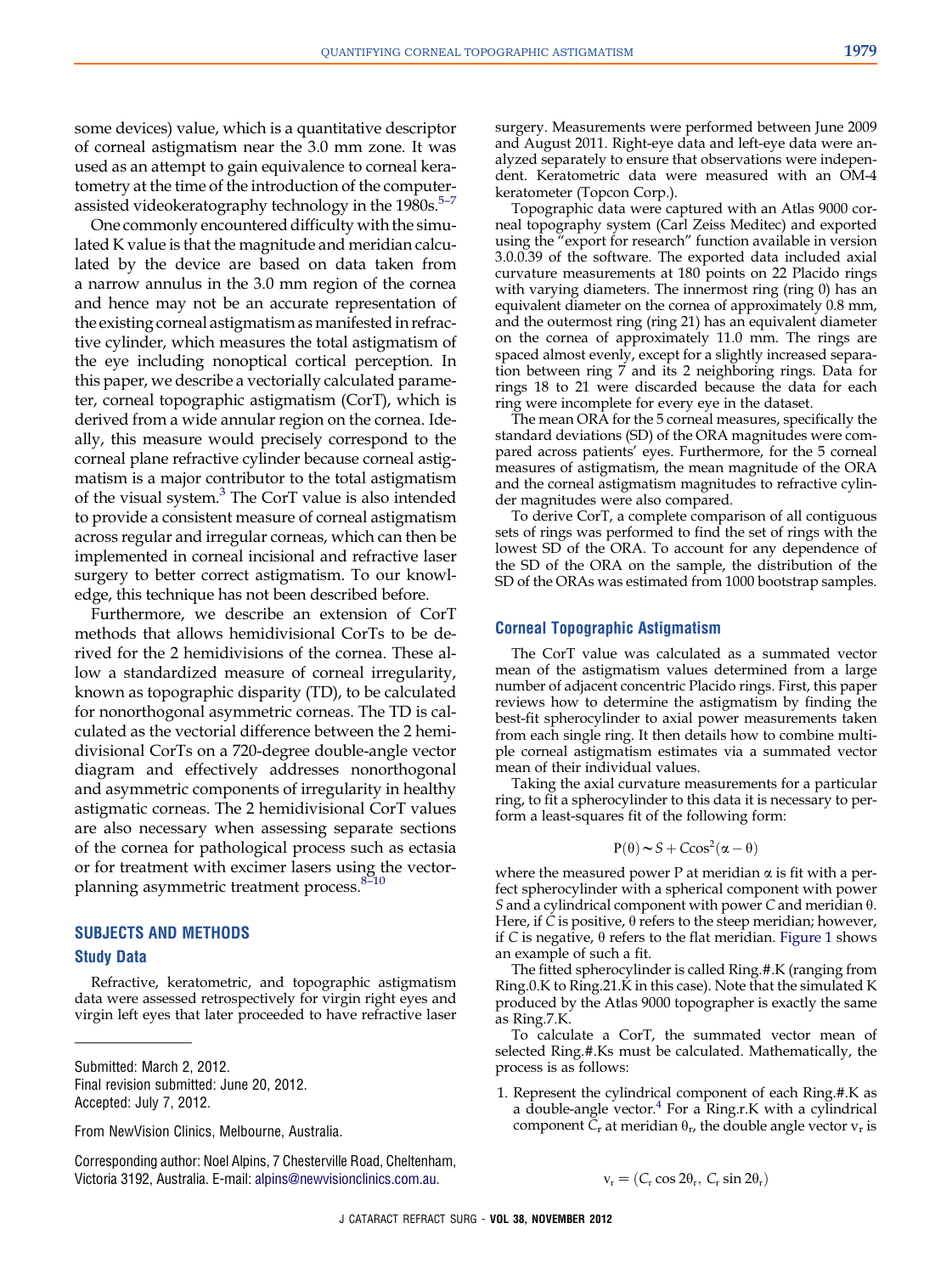some devices) value, which is a quantitative descriptor of corneal astigmatism near the 3.0 mm zone. It was used as an attempt to gain equivalence to corneal keratometry at the time of the introduction of the computer-assisted videokeratography technology in the 1980s.[5–7]

One commonly encountered difficulty with the simulated K value is that the magnitude and meridian calculated by the device are based on data taken from a narrow annulus in the 3.0 mm region of the cornea and hence may not be an accurate representation of the existing corneal astigmatism as manifested in refractive cylinder, which measures the total astigmatism of the eye including nonoptical cortical perception. In this paper, we describe a vectorially calculated parameter, corneal topographic astigmatism (CorT), which is derived from a wide annular region on the cornea. Ideally, this measure would precisely correspond to the corneal plane refractive cylinder because corneal astigmatism is a major contributor to the total astigmatism of the visual system.[3] The CorT value is also intended to provide a consistent measure of corneal astigmatism across regular and irregular corneas, which can then be implemented in corneal incisional and refractive laser surgery to better correct astigmatism. To our knowledge, this technique has not been described before.

Furthermore, we describe an extension of CorT methods that allows hemidivisional CorTs to be derived for the 2 hemidivisions of the cornea. These allow a standardized measure of corneal irregularity, known as topographic disparity (TD), to be calculated for nonorthogonal asymmetric corneas. The TD is calculated as the vectorial difference between the 2 hemidivisional CorTs on a 720-degree double-angle vector diagram and effectively addresses nonorthogonal and asymmetric components of irregularity in healthy astigmatic corneas. The 2 hemidivisional CorT values are also necessary when assessing separate sections of the cornea for pathological process such as ectasia or for treatment with excimer lasers using the vector-planning asymmetric treatment process.[8–10]

## SUBJECTS AND METHODS

### Study Data

Refractive, keratometric, and topographic astigmatism data were assessed retrospectively for virgin right eyes and virgin left eyes that later proceeded to have refractive laser surgery. Measurements were performed between June 2009 and August 2011. Right-eye data and left-eye data were analyzed separately to ensure that observations were independent. Keratometric data were measured with an OM-4 keratometer (Topcon Corp.).

Topographic data were captured with an Atlas 9000 corneal topography system (Carl Zeiss Meditec) and exported using the "export for research" function available in version 3.0.0.39 of the software. The exported data included axial curvature measurements at 180 points on 22 Placido rings with varying diameters. The innermost ring (ring 0) has an equivalent diameter on the cornea of approximately 0.8 mm, and the outermost ring (ring 21) has an equivalent diameter on the cornea of approximately 11.0 mm. The rings are spaced almost evenly, except for a slightly increased separation between ring 7 and its 2 neighboring rings. Data for rings 18 to 21 were discarded because the data for each ring were incomplete for every eye in the dataset.

The mean ORA for the 5 corneal measures, specifically the standard deviations (SD) of the ORA magnitudes were compared across patients' eyes. Furthermore, for the 5 corneal measures of astigmatism, the mean magnitude of the ORA and the corneal astigmatism magnitudes to refractive cylinder magnitudes were also compared.

To derive CorT, a complete comparison of all contiguous sets of rings was performed to find the set of rings with the lowest SD of the ORA. To account for any dependence of the SD of the ORA on the sample, the distribution of the SD of the ORAs was estimated from 1000 bootstrap samples.

### Corneal Topographic Astigmatism

The CorT value was calculated as a summated vector mean of the astigmatism values determined from a large number of adjacent concentric Placido rings. First, this paper reviews how to determine the astigmatism by finding the best-fit spherocylinder to axial power measurements taken from each single ring. It then details how to combine multiple corneal astigmatism estimates via a summated vector mean of their individual values.

Taking the axial curvature measurements for a particular ring, to fit a spherocylinder to this data it is necessary to perform a least-squares fit of the following form:

$$P(\theta) \sim S + C\cos^2(\alpha - \theta)$$

where the measured power P at meridian $\alpha$ is fit with a perfect spherocylinder with a spherical component with power $S$ and a cylindrical component with power $C$ and meridian $\theta$. Here, if $C$ is positive, $\theta$ refers to the steep meridian; however, if $C$ is negative, $\theta$ refers to the flat meridian. Figure 1 shows an example of such a fit.

The fitted spherocylinder is called Ring.#.K (ranging from Ring.0.K to Ring.21.K in this case). Note that the simulated K produced by the Atlas 9000 topographer is exactly the same as Ring.7.K.

To calculate a CorT, the summated vector mean of selected Ring.#.Ks must be calculated. Mathematically, the process is as follows:

1. Represent the cylindrical component of each Ring.#.K as a double-angle vector.[4] For a Ring.r.K with a cylindrical component $C_r$ at meridian $\theta_r$, the double angle vector $v_r$ is

$$v_r = (C_r \cos 2\theta_r,\ C_r \sin 2\theta_r)$$

---

Submitted: March 2, 2012.
Final revision submitted: June 20, 2012.
Accepted: July 7, 2012.

From NewVision Clinics, Melbourne, Australia.

Corresponding author: Noel Alpins, 7 Chesterville Road, Cheltenham, Victoria 3192, Australia. E-mail: alpins@newvisionclinics.com.au.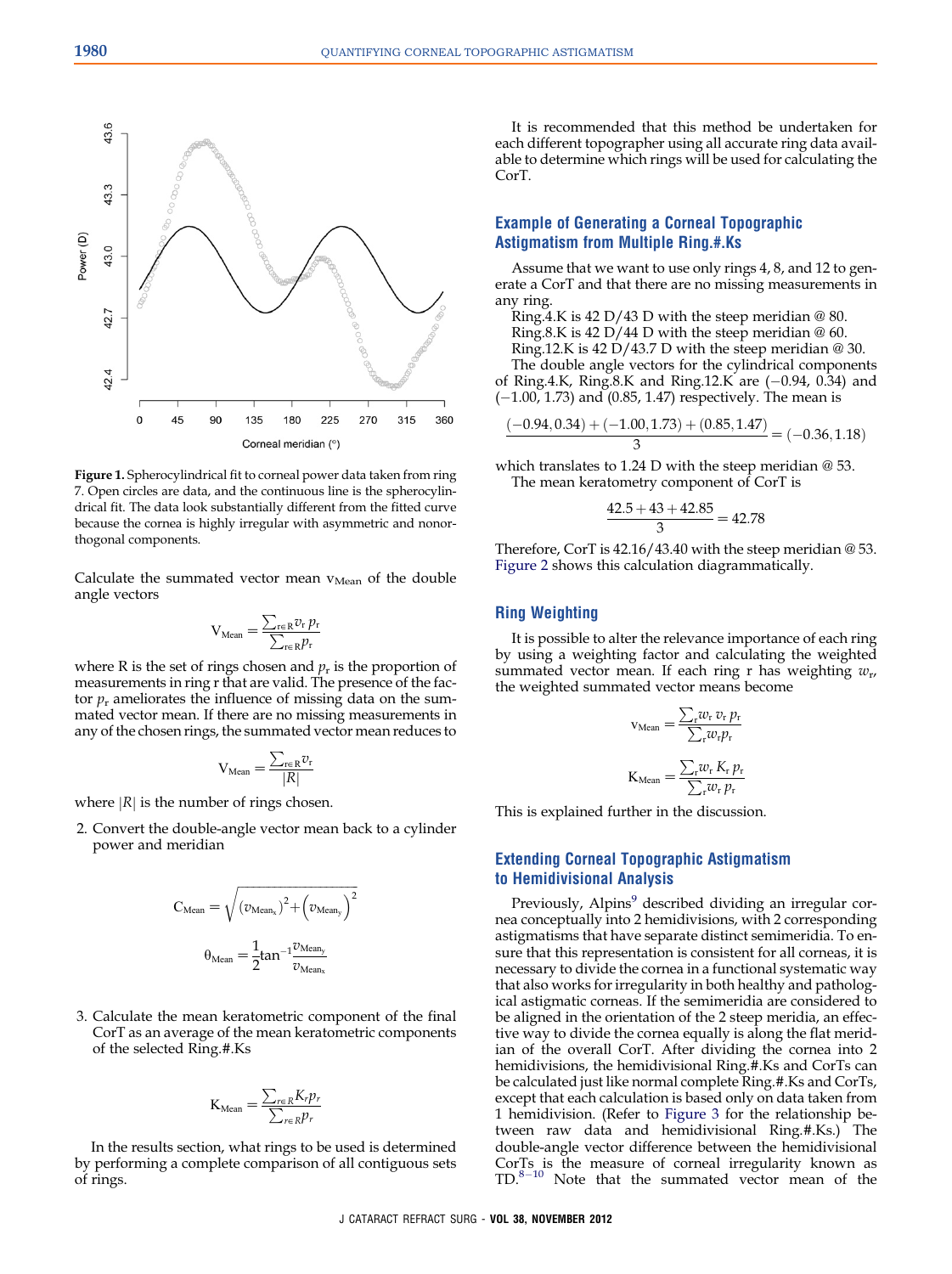**Figure 1.** Spherocylindrical fit to corneal power data taken from ring 7. Open circles are data, and the continuous line is the spherocylindrical fit. The data look substantially different from the fitted curve because the cornea is highly irregular with asymmetric and nonorthogonal components.

Calculate the summated vector mean $v_{Mean}$ of the double angle vectors

$$V_{Mean} = \frac{\sum_{r \in R} v_r \, p_r}{\sum_{r \in R} p_r}$$

where R is the set of rings chosen and $p_r$ is the proportion of measurements in ring r that are valid. The presence of the factor $p_r$ ameliorates the influence of missing data on the summated vector mean. If there are no missing measurements in any of the chosen rings, the summated vector mean reduces to

$$V_{Mean} = \frac{\sum_{r \in R} v_r}{|R|}$$

where $|R|$ is the number of rings chosen.

2. Convert the double-angle vector mean back to a cylinder power and meridian

$$C_{Mean} = \sqrt{\left(v_{Mean_x}\right)^2 + \left(v_{Mean_y}\right)^2}$$

$$\theta_{Mean} = \frac{1}{2}\tan^{-1}\frac{v_{Mean_y}}{v_{Mean_x}}$$

3. Calculate the mean keratometric component of the final CorT as an average of the mean keratometric components of the selected Ring.#.Ks

$$K_{Mean} = \frac{\sum_{r \in R} K_r p_r}{\sum_{r \in R} p_r}$$

In the results section, what rings to be used is determined by performing a complete comparison of all contiguous sets of rings.

It is recommended that this method be undertaken for each different topographer using all accurate ring data available to determine which rings will be used for calculating the CorT.

## Example of Generating a Corneal Topographic Astigmatism from Multiple Ring.#.Ks

Assume that we want to use only rings 4, 8, and 12 to generate a CorT and that there are no missing measurements in any ring.

Ring.4.K is 42 D/43 D with the steep meridian @ 80.

Ring.8.K is 42 D/44 D with the steep meridian @ 60.

Ring.12.K is 42 D/43.7 D with the steep meridian @ 30.

The double angle vectors for the cylindrical components of Ring.4.K, Ring.8.K and Ring.12.K are (−0.94, 0.34) and (−1.00, 1.73) and (0.85, 1.47) respectively. The mean is

$$\frac{(-0.94, 0.34) + (-1.00, 1.73) + (0.85, 1.47)}{3} = (-0.36, 1.18)$$

which translates to 1.24 D with the steep meridian @ 53.

The mean keratometry component of CorT is

$$\frac{42.5 + 43 + 42.85}{3} = 42.78$$

Therefore, CorT is 42.16/43.40 with the steep meridian @ 53. Figure 2 shows this calculation diagrammatically.

## Ring Weighting

It is possible to alter the relevance importance of each ring by using a weighting factor and calculating the weighted summated vector mean. If each ring r has weighting $w_r$, the weighted summated vector means become

$$v_{Mean} = \frac{\sum_r w_r \, v_r \, p_r}{\sum_r w_r p_r}$$

$$K_{Mean} = \frac{\sum_r w_r \, K_r \, p_r}{\sum_r w_r \, p_r}$$

This is explained further in the discussion.

## Extending Corneal Topographic Astigmatism to Hemidivisional Analysis

Previously, Alpins[9] described dividing an irregular cornea conceptually into 2 hemidivisions, with 2 corresponding astigmatisms that have separate distinct semimeridia. To ensure that this representation is consistent for all corneas, it is necessary to divide the cornea in a functional systematic way that also works for irregularity in both healthy and pathological astigmatic corneas. If the semimeridia are considered to be aligned in the orientation of the 2 steep meridia, an effective way to divide the cornea equally is along the flat meridian of the overall CorT. After dividing the cornea into 2 hemidivisions, the hemidivisional Ring.#.Ks and CorTs can be calculated just like normal complete Ring.#.Ks and CorTs, except that each calculation is based only on data taken from 1 hemidivision. (Refer to Figure 3 for the relationship between raw data and hemidivisional Ring.#.Ks.) The double-angle vector difference between the hemidivisional CorTs is the measure of corneal irregularity known as TD.[8–10] Note that the summated vector mean of the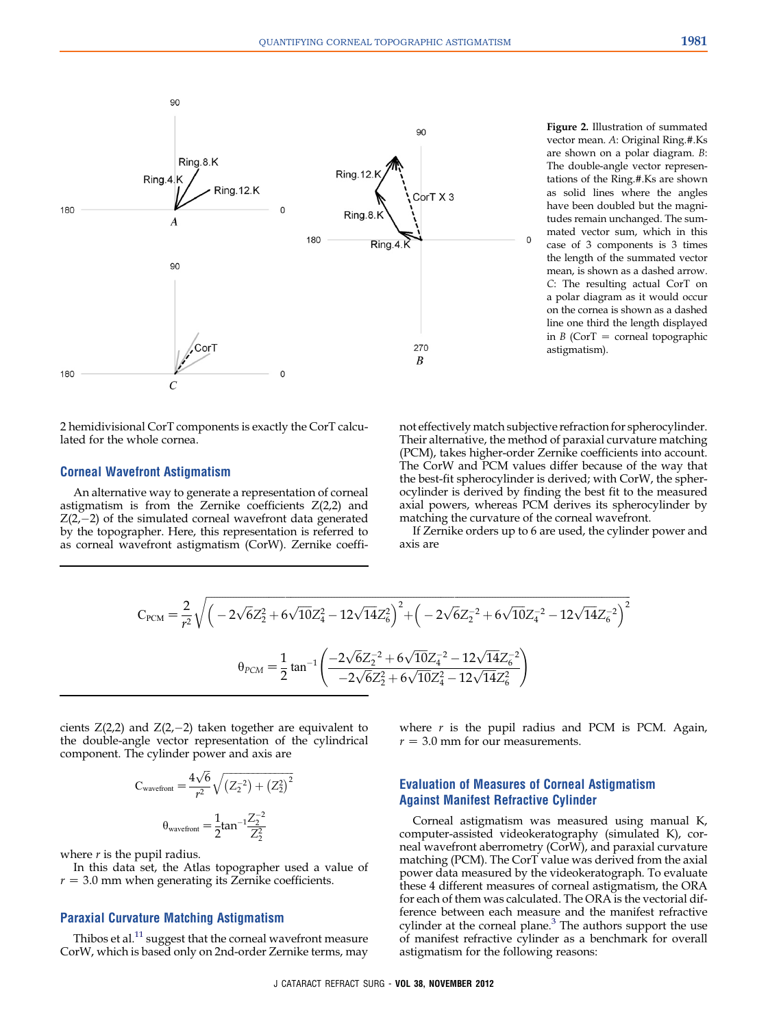**Figure 2.** Illustration of summated vector mean. *A*: Original Ring.#.Ks are shown on a polar diagram. *B*: The double-angle vector representations of the Ring.#.Ks are shown as solid lines where the angles have been doubled but the magnitudes remain unchanged. The summated vector sum, which in this case of 3 components is 3 times the length of the summated vector mean, is shown as a dashed arrow. *C*: The resulting actual CorT on a polar diagram as it would occur on the cornea is shown as a dashed line one third the length displayed in *B* (CorT = corneal topographic astigmatism).

2 hemidivisional CorT components is exactly the CorT calculated for the whole cornea.

## Corneal Wavefront Astigmatism

An alternative way to generate a representation of corneal astigmatism is from the Zernike coefficients Z(2,2) and Z(2,−2) of the simulated corneal wavefront data generated by the topographer. Here, this representation is referred to as corneal wavefront astigmatism (CorW). Zernike coefficients Z(2,2) and Z(2,−2) taken together are equivalent to the double-angle vector representation of the cylindrical component. The cylinder power and axis are

$$C_{\text{wavefront}} = \frac{4\sqrt{6}}{r^2}\sqrt{\left(Z_2^{-2}\right) + \left(Z_2^{2}\right)^2}$$

$$\theta_{\text{wavefront}} = \frac{1}{2}\tan^{-1}\frac{Z_2^{-2}}{Z_2^{2}}$$

where $r$ is the pupil radius.

In this data set, the Atlas topographer used a value of $r = 3.0$ mm when generating its Zernike coefficients.

## Paraxial Curvature Matching Astigmatism

Thibos et al.[11] suggest that the corneal wavefront measure CorW, which is based only on 2nd-order Zernike terms, may not effectively match subjective refraction for spherocylinder. Their alternative, the method of paraxial curvature matching (PCM), takes higher-order Zernike coefficients into account. The CorW and PCM values differ because of the way that the best-fit spherocylinder is derived; with CorW, the spherocylinder is derived by finding the best fit to the measured axial powers, whereas PCM derives its spherocylinder by matching the curvature of the corneal wavefront.

If Zernike orders up to 6 are used, the cylinder power and axis are

$$C_{\text{PCM}} = \frac{2}{r^2}\sqrt{\left(-2\sqrt{6}Z_2^{2} + 6\sqrt{10}Z_4^{2} - 12\sqrt{14}Z_6^{2}\right)^2 + \left(-2\sqrt{6}Z_2^{-2} + 6\sqrt{10}Z_4^{-2} - 12\sqrt{14}Z_6^{-2}\right)^2}$$

$$\theta_{PCM} = \frac{1}{2}\tan^{-1}\left(\frac{-2\sqrt{6}Z_2^{-2} + 6\sqrt{10}Z_4^{-2} - 12\sqrt{14}Z_6^{-2}}{-2\sqrt{6}Z_2^{2} + 6\sqrt{10}Z_4^{2} - 12\sqrt{14}Z_6^{2}}\right)$$

where $r$ is the pupil radius and PCM is PCM. Again, $r = 3.0$ mm for our measurements.

## Evaluation of Measures of Corneal Astigmatism Against Manifest Refractive Cylinder

Corneal astigmatism was measured using manual K, computer-assisted videokeratography (simulated K), corneal wavefront aberrometry (CorW), and paraxial curvature matching (PCM). The CorT value was derived from the axial power data measured by the videokeratograph. To evaluate these 4 different measures of corneal astigmatism, the ORA for each of them was calculated. The ORA is the vectorial difference between each measure and the manifest refractive cylinder at the corneal plane.[3] The authors support the use of manifest refractive cylinder as a benchmark for overall astigmatism for the following reasons: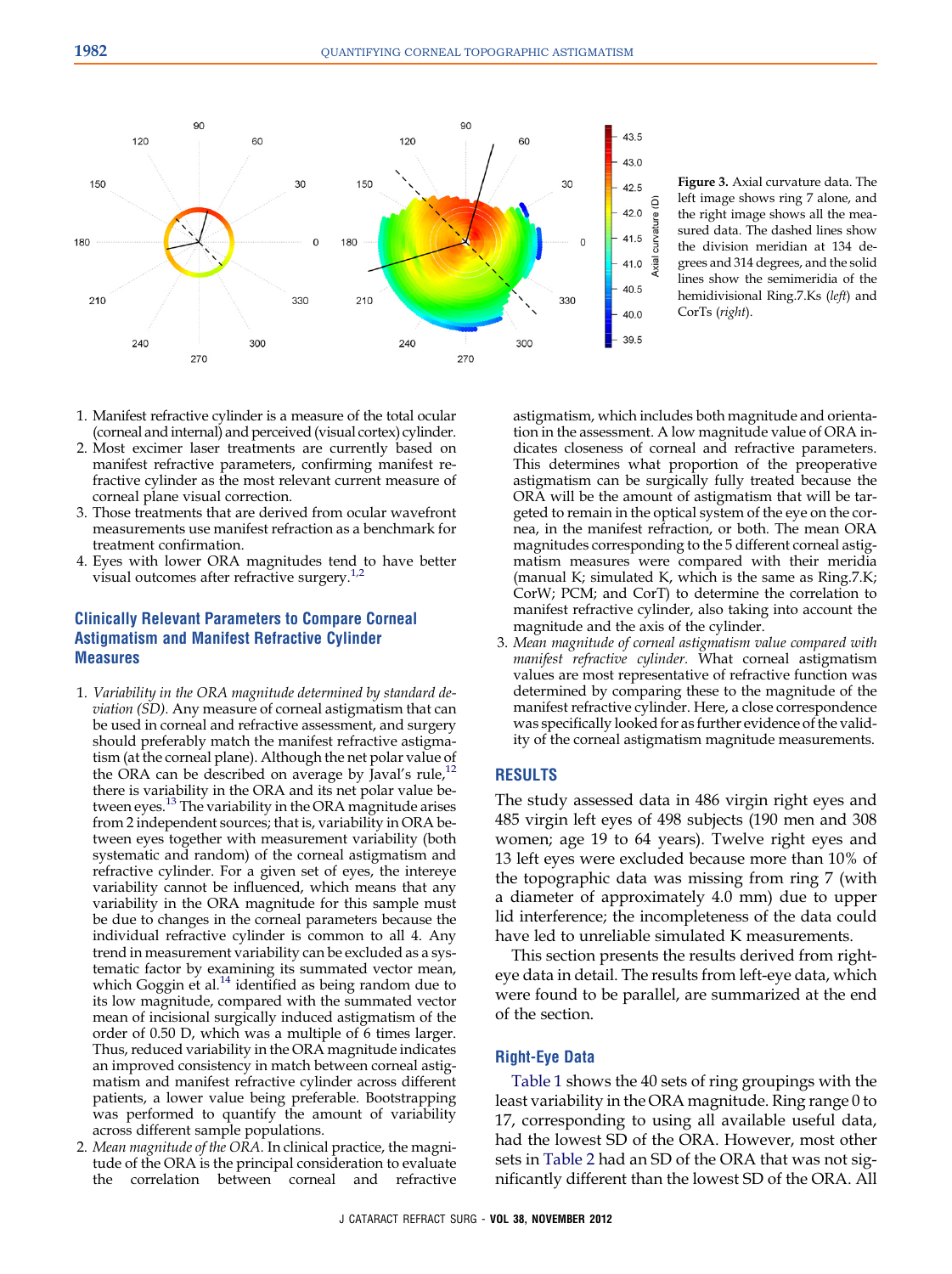Figure 3. Axial curvature data. The left image shows ring 7 alone, and the right image shows all the measured data. The dashed lines show the division meridian at 134 degrees and 314 degrees, and the solid lines show the semimeridia of the hemidivisional Ring.7.Ks (*left*) and CorTs (*right*).

1. Manifest refractive cylinder is a measure of the total ocular (corneal and internal) and perceived (visual cortex) cylinder.
2. Most excimer laser treatments are currently based on manifest refractive parameters, confirming manifest refractive cylinder as the most relevant current measure of corneal plane visual correction.
3. Those treatments that are derived from ocular wavefront measurements use manifest refraction as a benchmark for treatment confirmation.
4. Eyes with lower ORA magnitudes tend to have better visual outcomes after refractive surgery.[1,2]

### Clinically Relevant Parameters to Compare Corneal Astigmatism and Manifest Refractive Cylinder Measures

1. *Variability in the ORA magnitude determined by standard deviation (SD).* Any measure of corneal astigmatism that can be used in corneal and refractive assessment, and surgery should preferably match the manifest refractive astigmatism (at the corneal plane). Although the net polar value of the ORA can be described on average by Javal's rule,[12] there is variability in the ORA and its net polar value between eyes.[13] The variability in the ORA magnitude arises from 2 independent sources; that is, variability in ORA between eyes together with measurement variability (both systematic and random) of the corneal astigmatism and refractive cylinder. For a given set of eyes, the intereye variability cannot be influenced, which means that any variability in the ORA magnitude for this sample must be due to changes in the corneal parameters because the individual refractive cylinder is common to all 4. Any trend in measurement variability can be excluded as a systematic factor by examining its summated vector mean, which Goggin et al.[14] identified as being random due to its low magnitude, compared with the summated vector mean of incisional surgically induced astigmatism of the order of 0.50 D, which was a multiple of 6 times larger. Thus, reduced variability in the ORA magnitude indicates an improved consistency in match between corneal astigmatism and manifest refractive cylinder across different patients, a lower value being preferable. Bootstrapping was performed to quantify the amount of variability across different sample populations.
2. *Mean magnitude of the ORA.* In clinical practice, the magnitude of the ORA is the principal consideration to evaluate the correlation between corneal and refractive astigmatism, which includes both magnitude and orientation in the assessment. A low magnitude value of ORA indicates closeness of corneal and refractive parameters. This determines what proportion of the preoperative astigmatism can be surgically fully treated because the ORA will be the amount of astigmatism that will be targeted to remain in the optical system of the eye on the cornea, in the manifest refraction, or both. The mean ORA magnitudes corresponding to the 5 different corneal astigmatism measures were compared with their meridia (manual K; simulated K, which is the same as Ring.7.K; CorW; PCM; and CorT) to determine the correlation to manifest refractive cylinder, also taking into account the magnitude and the axis of the cylinder.
3. *Mean magnitude of corneal astigmatism value compared with manifest refractive cylinder.* What corneal astigmatism values are most representative of refractive function was determined by comparing these to the magnitude of the manifest refractive cylinder. Here, a close correspondence was specifically looked for as further evidence of the validity of the corneal astigmatism magnitude measurements.

## RESULTS

The study assessed data in 486 virgin right eyes and 485 virgin left eyes of 498 subjects (190 men and 308 women; age 19 to 64 years). Twelve right eyes and 13 left eyes were excluded because more than 10% of the topographic data was missing from ring 7 (with a diameter of approximately 4.0 mm) due to upper lid interference; the incompleteness of the data could have led to unreliable simulated K measurements.

This section presents the results derived from right-eye data in detail. The results from left-eye data, which were found to be parallel, are summarized at the end of the section.

### Right-Eye Data

Table 1 shows the 40 sets of ring groupings with the least variability in the ORA magnitude. Ring range 0 to 17, corresponding to using all available useful data, had the lowest SD of the ORA. However, most other sets in Table 2 had an SD of the ORA that was not significantly different than the lowest SD of the ORA. All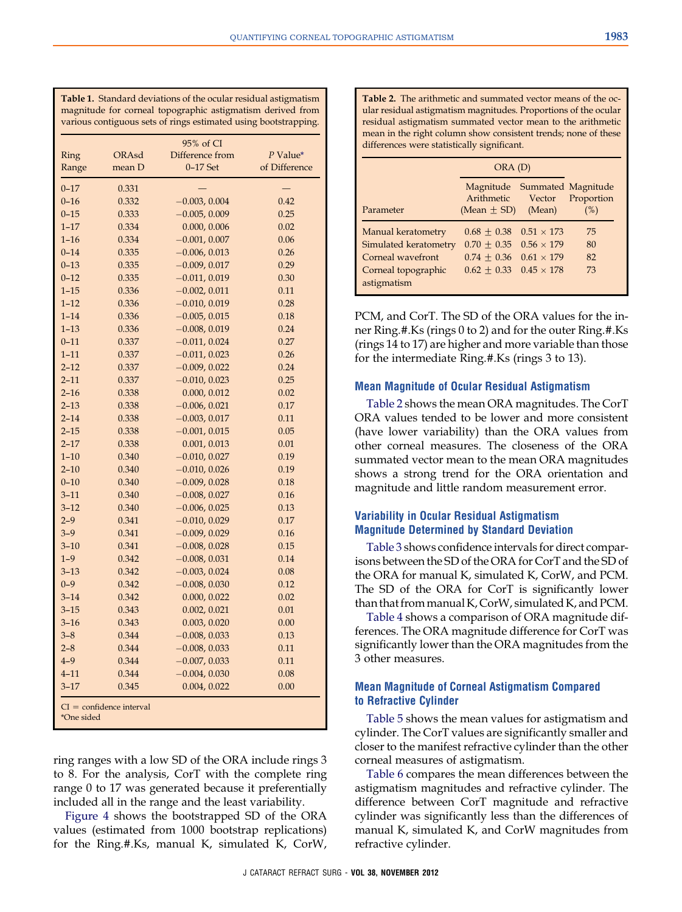**Table 1.** Standard deviations of the ocular residual astigmatism magnitude for corneal topographic astigmatism derived from various contiguous sets of rings estimated using bootstrapping.

| Ring Range | ORAsd mean D | 95% of CI Difference from 0–17 Set | P Value* of Difference |
|---|---|---|---|
| 0–17 | 0.331 | — | — |
| 0–16 | 0.332 | −0.003, 0.004 | 0.42 |
| 0–15 | 0.333 | −0.005, 0.009 | 0.25 |
| 1–17 | 0.334 | 0.000, 0.006 | 0.02 |
| 1–16 | 0.334 | −0.001, 0.007 | 0.06 |
| 0–14 | 0.335 | −0.006, 0.013 | 0.26 |
| 0–13 | 0.335 | −0.009, 0.017 | 0.29 |
| 0–12 | 0.335 | −0.011, 0.019 | 0.30 |
| 1–15 | 0.336 | −0.002, 0.011 | 0.11 |
| 1–12 | 0.336 | −0.010, 0.019 | 0.28 |
| 1–14 | 0.336 | −0.005, 0.015 | 0.18 |
| 1–13 | 0.336 | −0.008, 0.019 | 0.24 |
| 0–11 | 0.337 | −0.011, 0.024 | 0.27 |
| 1–11 | 0.337 | −0.011, 0.023 | 0.26 |
| 2–12 | 0.337 | −0.009, 0.022 | 0.24 |
| 2–11 | 0.337 | −0.010, 0.023 | 0.25 |
| 2–16 | 0.338 | 0.000, 0.012 | 0.02 |
| 2–13 | 0.338 | −0.006, 0.021 | 0.17 |
| 2–14 | 0.338 | −0.003, 0.017 | 0.11 |
| 2–15 | 0.338 | −0.001, 0.015 | 0.05 |
| 2–17 | 0.338 | 0.001, 0.013 | 0.01 |
| 1–10 | 0.340 | −0.010, 0.027 | 0.19 |
| 2–10 | 0.340 | −0.010, 0.026 | 0.19 |
| 0–10 | 0.340 | −0.009, 0.028 | 0.18 |
| 3–11 | 0.340 | −0.008, 0.027 | 0.16 |
| 3–12 | 0.340 | −0.006, 0.025 | 0.13 |
| 2–9 | 0.341 | −0.010, 0.029 | 0.17 |
| 3–9 | 0.341 | −0.009, 0.029 | 0.16 |
| 3–10 | 0.341 | −0.008, 0.028 | 0.15 |
| 1–9 | 0.342 | −0.008, 0.031 | 0.14 |
| 3–13 | 0.342 | −0.003, 0.024 | 0.08 |
| 0–9 | 0.342 | −0.008, 0.030 | 0.12 |
| 3–14 | 0.342 | 0.000, 0.022 | 0.02 |
| 3–15 | 0.343 | 0.002, 0.021 | 0.01 |
| 3–16 | 0.343 | 0.003, 0.020 | 0.00 |
| 3–8 | 0.344 | −0.008, 0.033 | 0.13 |
| 2–8 | 0.344 | −0.008, 0.033 | 0.11 |
| 4–9 | 0.344 | −0.007, 0.033 | 0.11 |
| 4–11 | 0.344 | −0.004, 0.030 | 0.08 |
| 3–17 | 0.345 | 0.004, 0.022 | 0.00 |

CI = confidence interval
*One sided

ring ranges with a low SD of the ORA include rings 3 to 8. For the analysis, CorT with the complete ring range 0 to 17 was generated because it preferentially included all in the range and the least variability.

Figure 4 shows the bootstrapped SD of the ORA values (estimated from 1000 bootstrap replications) for the Ring.#.Ks, manual K, simulated K, CorW, PCM, and CorT. The SD of the ORA values for the inner Ring.#.Ks (rings 0 to 2) and for the outer Ring.#.Ks (rings 14 to 17) are higher and more variable than those for the intermediate Ring.#.Ks (rings 3 to 13).

**Table 2.** The arithmetic and summated vector means of the ocular residual astigmatism magnitudes. Proportions of the ocular residual astigmatism summated vector mean to the arithmetic mean in the right column show consistent trends; none of these differences were statistically significant.

| Parameter | ORA (D) Magnitude Arithmetic (Mean ± SD) | Summated Vector (Mean) | Magnitude Proportion (%) |
|---|---|---|---|
| Manual keratometry | 0.68 ± 0.38 | 0.51 × 173 | 75 |
| Simulated keratometry | 0.70 ± 0.35 | 0.56 × 179 | 80 |
| Corneal wavefront | 0.74 ± 0.36 | 0.61 × 179 | 82 |
| Corneal topographic astigmatism | 0.62 ± 0.33 | 0.45 × 178 | 73 |

## Mean Magnitude of Ocular Residual Astigmatism

Table 2 shows the mean ORA magnitudes. The CorT ORA values tended to be lower and more consistent (have lower variability) than the ORA values from other corneal measures. The closeness of the ORA summated vector mean to the mean ORA magnitudes shows a strong trend for the ORA orientation and magnitude and little random measurement error.

## Variability in Ocular Residual Astigmatism Magnitude Determined by Standard Deviation

Table 3 shows confidence intervals for direct comparisons between the SD of the ORA for CorT and the SD of the ORA for manual K, simulated K, CorW, and PCM. The SD of the ORA for CorT is significantly lower than that from manual K, CorW, simulated K, and PCM.

Table 4 shows a comparison of ORA magnitude differences. The ORA magnitude difference for CorT was significantly lower than the ORA magnitudes from the 3 other measures.

## Mean Magnitude of Corneal Astigmatism Compared to Refractive Cylinder

Table 5 shows the mean values for astigmatism and cylinder. The CorT values are significantly smaller and closer to the manifest refractive cylinder than the other corneal measures of astigmatism.

Table 6 compares the mean differences between the astigmatism magnitudes and refractive cylinder. The difference between CorT magnitude and refractive cylinder was significantly less than the differences of manual K, simulated K, and CorW magnitudes from refractive cylinder.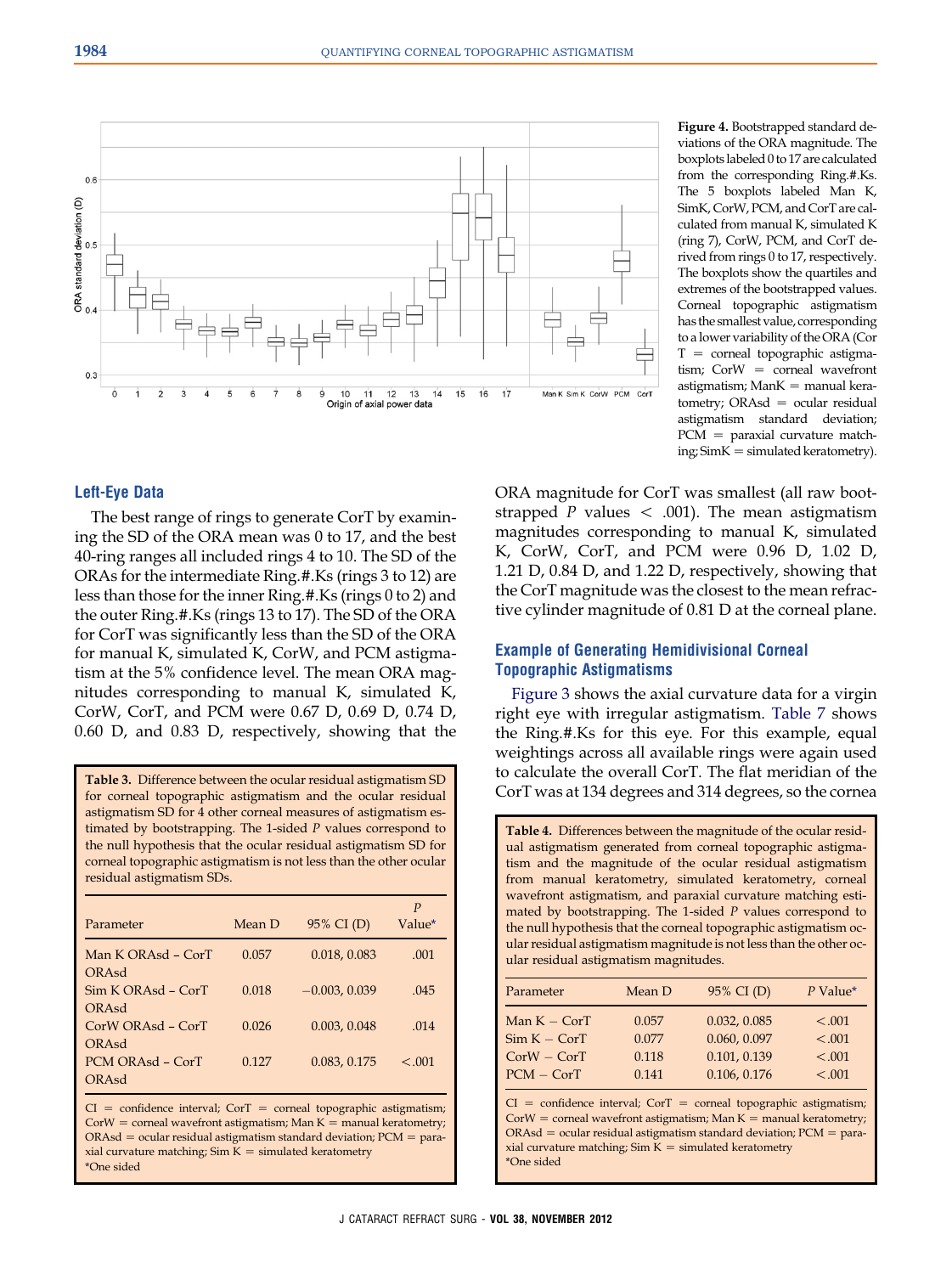**Figure 4.** Bootstrapped standard deviations of the ORA magnitude. The boxplots labeled 0 to 17 are calculated from the corresponding Ring.#.Ks. The 5 boxplots labeled Man K, SimK, CorW, PCM, and CorT are calculated from manual K, simulated K (ring 7), CorW, PCM, and CorT derived from rings 0 to 17, respectively. The boxplots show the quartiles and extremes of the bootstrapped values. Corneal topographic astigmatism has the smallest value, corresponding to a lower variability of the ORA (CorT = corneal topographic astigmatism; CorW = corneal wavefront astigmatism; ManK = manual keratometry; ORAsd = ocular residual astigmatism standard deviation; PCM = paraxial curvature matching; SimK = simulated keratometry).

## Left-Eye Data

The best range of rings to generate CorT by examining the SD of the ORA mean was 0 to 17, and the best 40-ring ranges all included rings 4 to 10. The SD of the ORAs for the intermediate Ring.#.Ks (rings 3 to 12) are less than those for the inner Ring.#.Ks (rings 0 to 2) and the outer Ring.#.Ks (rings 13 to 17). The SD of the ORA for CorT was significantly less than the SD of the ORA for manual K, simulated K, CorW, and PCM astigmatism at the 5% confidence level. The mean ORA magnitudes corresponding to manual K, simulated K, CorW, CorT, and PCM were 0.67 D, 0.69 D, 0.74 D, 0.60 D, and 0.83 D, respectively, showing that the ORA magnitude for CorT was smallest (all raw bootstrapped $P$ values $< .001$). The mean astigmatism magnitudes corresponding to manual K, simulated K, CorW, CorT, and PCM were 0.96 D, 1.02 D, 1.21 D, 0.84 D, and 1.22 D, respectively, showing that the CorT magnitude was the closest to the mean refractive cylinder magnitude of 0.81 D at the corneal plane.

**Table 3.** Difference between the ocular residual astigmatism SD for corneal topographic astigmatism and the ocular residual astigmatism SD for 4 other corneal measures of astigmatism estimated by bootstrapping. The 1-sided $P$ values correspond to the null hypothesis that the ocular residual astigmatism SD for corneal topographic astigmatism is not less than the other ocular residual astigmatism SDs.

| Parameter | Mean D | 95% CI (D) | $P$ Value* |
|---|---|---|---|
| Man K ORAsd – CorT ORAsd | 0.057 | 0.018, 0.083 | .001 |
| Sim K ORAsd – CorT ORAsd | 0.018 | −0.003, 0.039 | .045 |
| CorW ORAsd – CorT ORAsd | 0.026 | 0.003, 0.048 | .014 |
| PCM ORAsd – CorT ORAsd | 0.127 | 0.083, 0.175 | <.001 |

CI = confidence interval; CorT = corneal topographic astigmatism; CorW = corneal wavefront astigmatism; Man K = manual keratometry; ORAsd = ocular residual astigmatism standard deviation; PCM = paraxial curvature matching; Sim K = simulated keratometry
*One sided

## Example of Generating Hemidivisional Corneal Topographic Astigmatisms

Figure 3 shows the axial curvature data for a virgin right eye with irregular astigmatism. Table 7 shows the Ring.#.Ks for this eye. For this example, equal weightings across all available rings were again used to calculate the overall CorT. The flat meridian of the CorT was at 134 degrees and 314 degrees, so the cornea

**Table 4.** Differences between the magnitude of the ocular residual astigmatism generated from corneal topographic astigmatism and the magnitude of the ocular residual astigmatism from manual keratometry, simulated keratometry, corneal wavefront astigmatism, and paraxial curvature matching estimated by bootstrapping. The 1-sided $P$ values correspond to the null hypothesis that the corneal topographic astigmatism ocular residual astigmatism magnitude is not less than the other ocular residual astigmatism magnitudes.

| Parameter | Mean D | 95% CI (D) | $P$ Value* |
|---|---|---|---|
| Man K − CorT | 0.057 | 0.032, 0.085 | <.001 |
| Sim K − CorT | 0.077 | 0.060, 0.097 | <.001 |
| CorW − CorT | 0.118 | 0.101, 0.139 | <.001 |
| PCM − CorT | 0.141 | 0.106, 0.176 | <.001 |

CI = confidence interval; CorT = corneal topographic astigmatism; CorW = corneal wavefront astigmatism; Man K = manual keratometry; ORAsd = ocular residual astigmatism standard deviation; PCM = paraxial curvature matching; Sim K = simulated keratometry
*One sided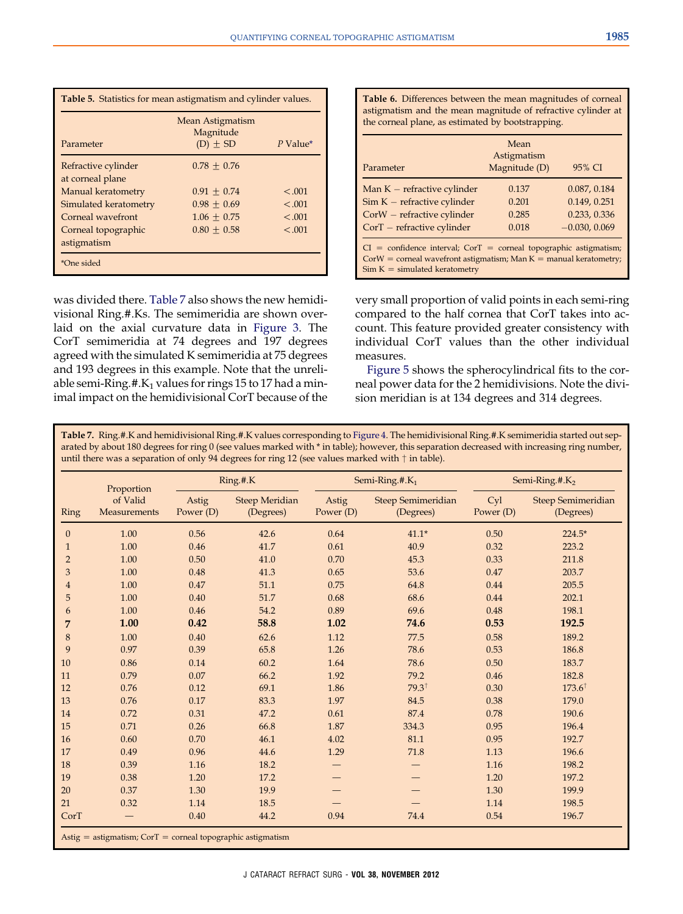**Table 5.** Statistics for mean astigmatism and cylinder values.

| Parameter | Mean Astigmatism Magnitude (D) ± SD | P Value* |
|---|---|---|
| Refractive cylinder at corneal plane | 0.78 ± 0.76 | |
| Manual keratometry | 0.91 ± 0.74 | <.001 |
| Simulated keratometry | 0.98 ± 0.69 | <.001 |
| Corneal wavefront | 1.06 ± 0.75 | <.001 |
| Corneal topographic astigmatism | 0.80 ± 0.58 | <.001 |

*One sided

**Table 6.** Differences between the mean magnitudes of corneal astigmatism and the mean magnitude of refractive cylinder at the corneal plane, as estimated by bootstrapping.

| Parameter | Mean Astigmatism Magnitude (D) | 95% CI |
|---|---|---|
| Man K − refractive cylinder | 0.137 | 0.087, 0.184 |
| Sim K − refractive cylinder | 0.201 | 0.149, 0.251 |
| CorW − refractive cylinder | 0.285 | 0.233, 0.336 |
| CorT − refractive cylinder | 0.018 | −0.030, 0.069 |

CI = confidence interval; CorT = corneal topographic astigmatism; CorW = corneal wavefront astigmatism; Man K = manual keratometry; Sim K = simulated keratometry

was divided there. Table 7 also shows the new hemidivisional Ring.#.Ks. The semimeridia are shown overlaid on the axial curvature data in Figure 3. The CorT semimeridia at 74 degrees and 197 degrees agreed with the simulated K semimeridia at 75 degrees and 193 degrees in this example. Note that the unreliable semi-Ring.#.$K_1$ values for rings 15 to 17 had a minimal impact on the hemidivisional CorT because of the very small proportion of valid points in each semi-ring compared to the half cornea that CorT takes into account. This feature provided greater consistency with individual CorT values than the other individual measures.

Figure 5 shows the spherocylindrical fits to the corneal power data for the 2 hemidivisions. Note the division meridian is at 134 degrees and 314 degrees.

**Table 7.** Ring.#.K and hemidivisional Ring.#.K values corresponding to Figure 4. The hemidivisional Ring.#.K semimeridia started out separated by about 180 degrees for ring 0 (see values marked with * in table); however, this separation decreased with increasing ring number, until there was a separation of only 94 degrees for ring 12 (see values marked with † in table).

| | | Ring.#.K | | Semi-Ring.#.$K_1$ | | Semi-Ring.#.$K_2$ | |
|---|---|---|---|---|---|---|---|
| Ring | Proportion of Valid Measurements | Astig Power (D) | Steep Meridian (Degrees) | Astig Power (D) | Steep Semimeridian (Degrees) | Cyl Power (D) | Steep Semimeridian (Degrees) |
| 0 | 1.00 | 0.56 | 42.6 | 0.64 | 41.1* | 0.50 | 224.5* |
| 1 | 1.00 | 0.46 | 41.7 | 0.61 | 40.9 | 0.32 | 223.2 |
| 2 | 1.00 | 0.50 | 41.0 | 0.70 | 45.3 | 0.33 | 211.8 |
| 3 | 1.00 | 0.48 | 41.3 | 0.65 | 53.6 | 0.47 | 203.7 |
| 4 | 1.00 | 0.47 | 51.1 | 0.75 | 64.8 | 0.44 | 205.5 |
| 5 | 1.00 | 0.40 | 51.7 | 0.68 | 68.6 | 0.44 | 202.1 |
| 6 | 1.00 | 0.46 | 54.2 | 0.89 | 69.6 | 0.48 | 198.1 |
| **7** | **1.00** | **0.42** | **58.8** | **1.02** | **74.6** | **0.53** | **192.5** |
| 8 | 1.00 | 0.40 | 62.6 | 1.12 | 77.5 | 0.58 | 189.2 |
| 9 | 0.97 | 0.39 | 65.8 | 1.26 | 78.6 | 0.53 | 186.8 |
| 10 | 0.86 | 0.14 | 60.2 | 1.64 | 78.6 | 0.50 | 183.7 |
| 11 | 0.79 | 0.07 | 66.2 | 1.92 | 79.2 | 0.46 | 182.8 |
| 12 | 0.76 | 0.12 | 69.1 | 1.86 | 79.3† | 0.30 | 173.6† |
| 13 | 0.76 | 0.17 | 83.3 | 1.97 | 84.5 | 0.38 | 179.0 |
| 14 | 0.72 | 0.31 | 47.2 | 0.61 | 87.4 | 0.78 | 190.6 |
| 15 | 0.71 | 0.26 | 66.8 | 1.87 | 334.3 | 0.95 | 196.4 |
| 16 | 0.60 | 0.70 | 46.1 | 4.02 | 81.1 | 0.95 | 192.7 |
| 17 | 0.49 | 0.96 | 44.6 | 1.29 | 71.8 | 1.13 | 196.6 |
| 18 | 0.39 | 1.16 | 18.2 | — | — | 1.16 | 198.2 |
| 19 | 0.38 | 1.20 | 17.2 | — | — | 1.20 | 197.2 |
| 20 | 0.37 | 1.30 | 19.9 | — | — | 1.30 | 199.9 |
| 21 | 0.32 | 1.14 | 18.5 | — | — | 1.14 | 198.5 |
| CorT | — | 0.40 | 44.2 | 0.94 | 74.4 | 0.54 | 196.7 |

Astig = astigmatism; CorT = corneal topographic astigmatism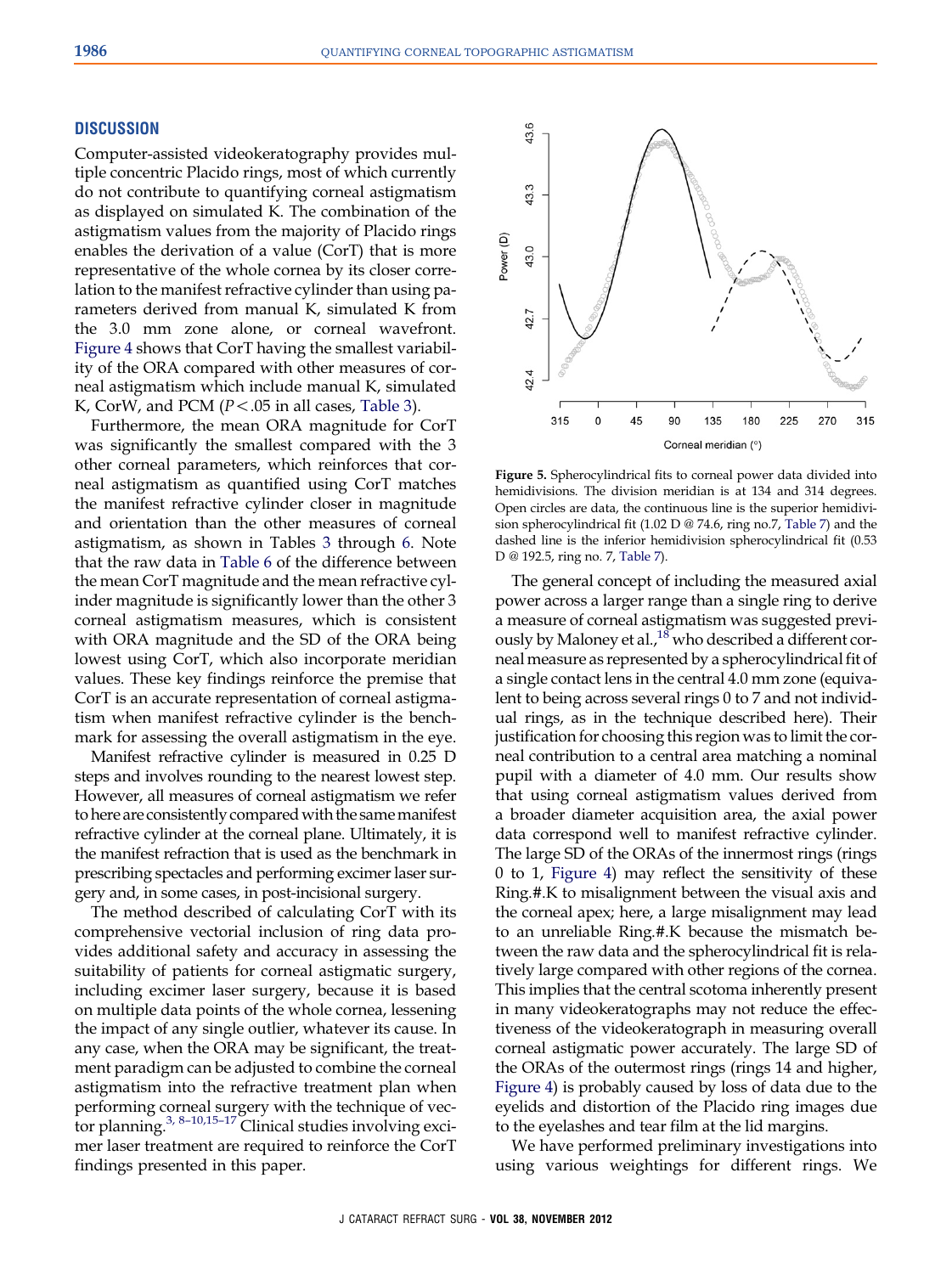## DISCUSSION

Computer-assisted videokeratography provides multiple concentric Placido rings, most of which currently do not contribute to quantifying corneal astigmatism as displayed on simulated K. The combination of the astigmatism values from the majority of Placido rings enables the derivation of a value (CorT) that is more representative of the whole cornea by its closer correlation to the manifest refractive cylinder than using parameters derived from manual K, simulated K from the 3.0 mm zone alone, or corneal wavefront. Figure 4 shows that CorT having the smallest variability of the ORA compared with other measures of corneal astigmatism which include manual K, simulated K, CorW, and PCM ($P < .05$ in all cases, Table 3).

Furthermore, the mean ORA magnitude for CorT was significantly the smallest compared with the 3 other corneal parameters, which reinforces that corneal astigmatism as quantified using CorT matches the manifest refractive cylinder closer in magnitude and orientation than the other measures of corneal astigmatism, as shown in Tables 3 through 6. Note that the raw data in Table 6 of the difference between the mean CorT magnitude and the mean refractive cylinder magnitude is significantly lower than the other 3 corneal astigmatism measures, which is consistent with ORA magnitude and the SD of the ORA being lowest using CorT, which also incorporate meridian values. These key findings reinforce the premise that CorT is an accurate representation of corneal astigmatism when manifest refractive cylinder is the benchmark for assessing the overall astigmatism in the eye.

Manifest refractive cylinder is measured in 0.25 D steps and involves rounding to the nearest lowest step. However, all measures of corneal astigmatism we refer to here are consistently compared with the same manifest refractive cylinder at the corneal plane. Ultimately, it is the manifest refraction that is used as the benchmark in prescribing spectacles and performing excimer laser surgery and, in some cases, in post-incisional surgery.

The method described of calculating CorT with its comprehensive vectorial inclusion of ring data provides additional safety and accuracy in assessing the suitability of patients for corneal astigmatic surgery, including excimer laser surgery, because it is based on multiple data points of the whole cornea, lessening the impact of any single outlier, whatever its cause. In any case, when the ORA may be significant, the treatment paradigm can be adjusted to combine the corneal astigmatism into the refractive treatment plan when performing corneal surgery with the technique of vector planning.[3, 8–10,15–17] Clinical studies involving excimer laser treatment are required to reinforce the CorT findings presented in this paper.

**Figure 5.** Spherocylindrical fits to corneal power data divided into hemidivisions. The division meridian is at 134 and 314 degrees. Open circles are data, the continuous line is the superior hemidivision spherocylindrical fit (1.02 D @ 74.6, ring no.7, Table 7) and the dashed line is the inferior hemidivision spherocylindrical fit (0.53 D @ 192.5, ring no. 7, Table 7).

The general concept of including the measured axial power across a larger range than a single ring to derive a measure of corneal astigmatism was suggested previously by Maloney et al.,[18] who described a different corneal measure as represented by a spherocylindrical fit of a single contact lens in the central 4.0 mm zone (equivalent to being across several rings 0 to 7 and not individual rings, as in the technique described here). Their justification for choosing this region was to limit the corneal contribution to a central area matching a nominal pupil with a diameter of 4.0 mm. Our results show that using corneal astigmatism values derived from a broader diameter acquisition area, the axial power data correspond well to manifest refractive cylinder. The large SD of the ORAs of the innermost rings (rings 0 to 1, Figure 4) may reflect the sensitivity of these Ring.#.K to misalignment between the visual axis and the corneal apex; here, a large misalignment may lead to an unreliable Ring.#.K because the mismatch between the raw data and the spherocylindrical fit is relatively large compared with other regions of the cornea. This implies that the central scotoma inherently present in many videokeratographs may not reduce the effectiveness of the videokeratograph in measuring overall corneal astigmatic power accurately. The large SD of the ORAs of the outermost rings (rings 14 and higher, Figure 4) is probably caused by loss of data due to the eyelids and distortion of the Placido ring images due to the eyelashes and tear film at the lid margins.

We have performed preliminary investigations into using various weightings for different rings. We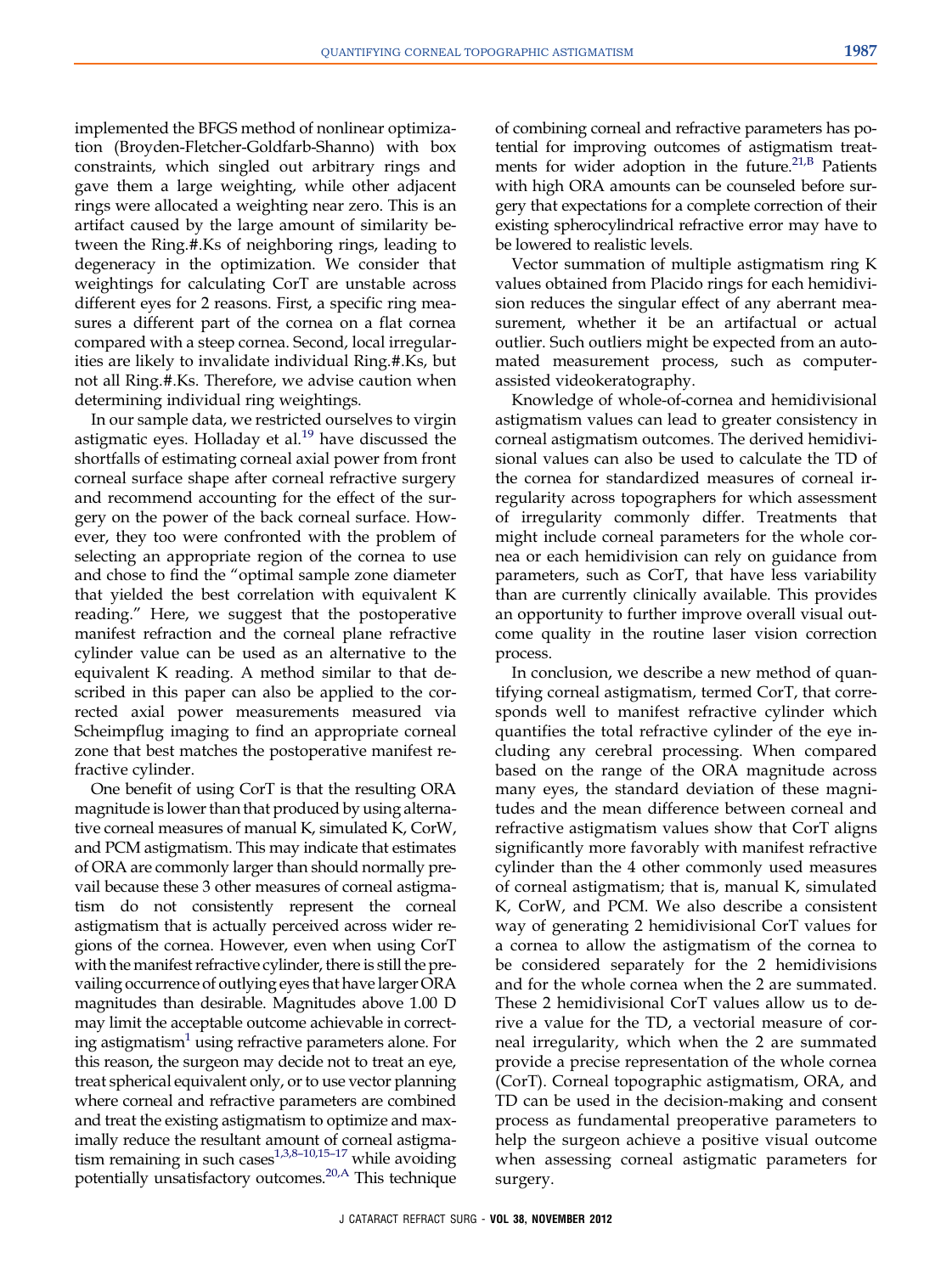implemented the BFGS method of nonlinear optimization (Broyden-Fletcher-Goldfarb-Shanno) with box constraints, which singled out arbitrary rings and gave them a large weighting, while other adjacent rings were allocated a weighting near zero. This is an artifact caused by the large amount of similarity between the Ring.#.Ks of neighboring rings, leading to degeneracy in the optimization. We consider that weightings for calculating CorT are unstable across different eyes for 2 reasons. First, a specific ring measures a different part of the cornea on a flat cornea compared with a steep cornea. Second, local irregularities are likely to invalidate individual Ring.#.Ks, but not all Ring.#.Ks. Therefore, we advise caution when determining individual ring weightings.

In our sample data, we restricted ourselves to virgin astigmatic eyes. Holladay et al.[19] have discussed the shortfalls of estimating corneal axial power from front corneal surface shape after corneal refractive surgery and recommend accounting for the effect of the surgery on the power of the back corneal surface. However, they too were confronted with the problem of selecting an appropriate region of the cornea to use and chose to find the "optimal sample zone diameter that yielded the best correlation with equivalent K reading." Here, we suggest that the postoperative manifest refraction and the corneal plane refractive cylinder value can be used as an alternative to the equivalent K reading. A method similar to that described in this paper can also be applied to the corrected axial power measurements measured via Scheimpflug imaging to find an appropriate corneal zone that best matches the postoperative manifest refractive cylinder.

One benefit of using CorT is that the resulting ORA magnitude is lower than that produced by using alternative corneal measures of manual K, simulated K, CorW, and PCM astigmatism. This may indicate that estimates of ORA are commonly larger than should normally prevail because these 3 other measures of corneal astigmatism do not consistently represent the corneal astigmatism that is actually perceived across wider regions of the cornea. However, even when using CorT with the manifest refractive cylinder, there is still the prevailing occurrence of outlying eyes that have larger ORA magnitudes than desirable. Magnitudes above 1.00 D may limit the acceptable outcome achievable in correcting astigmatism[1] using refractive parameters alone. For this reason, the surgeon may decide not to treat an eye, treat spherical equivalent only, or to use vector planning where corneal and refractive parameters are combined and treat the existing astigmatism to optimize and maximally reduce the resultant amount of corneal astigmatism remaining in such cases[1,3,8–10,15–17] while avoiding potentially unsatisfactory outcomes.[20,A] This technique of combining corneal and refractive parameters has potential for improving outcomes of astigmatism treatments for wider adoption in the future.[21,B] Patients with high ORA amounts can be counseled before surgery that expectations for a complete correction of their existing spherocylindrical refractive error may have to be lowered to realistic levels.

Vector summation of multiple astigmatism ring K values obtained from Placido rings for each hemidivision reduces the singular effect of any aberrant measurement, whether it be an artifactual or actual outlier. Such outliers might be expected from an automated measurement process, such as computer-assisted videokeratography.

Knowledge of whole-of-cornea and hemidivisional astigmatism values can lead to greater consistency in corneal astigmatism outcomes. The derived hemidivisional values can also be used to calculate the TD of the cornea for standardized measures of corneal irregularity across topographers for which assessment of irregularity commonly differ. Treatments that might include corneal parameters for the whole cornea or each hemidivision can rely on guidance from parameters, such as CorT, that have less variability than are currently clinically available. This provides an opportunity to further improve overall visual outcome quality in the routine laser vision correction process.

In conclusion, we describe a new method of quantifying corneal astigmatism, termed CorT, that corresponds well to manifest refractive cylinder which quantifies the total refractive cylinder of the eye including any cerebral processing. When compared based on the range of the ORA magnitude across many eyes, the standard deviation of these magnitudes and the mean difference between corneal and refractive astigmatism values show that CorT aligns significantly more favorably with manifest refractive cylinder than the 4 other commonly used measures of corneal astigmatism; that is, manual K, simulated K, CorW, and PCM. We also describe a consistent way of generating 2 hemidivisional CorT values for a cornea to allow the astigmatism of the cornea to be considered separately for the 2 hemidivisions and for the whole cornea when the 2 are summated. These 2 hemidivisional CorT values allow us to derive a value for the TD, a vectorial measure of corneal irregularity, which when the 2 are summated provide a precise representation of the whole cornea (CorT). Corneal topographic astigmatism, ORA, and TD can be used in the decision-making and consent process as fundamental preoperative parameters to help the surgeon achieve a positive visual outcome when assessing corneal astigmatic parameters for surgery.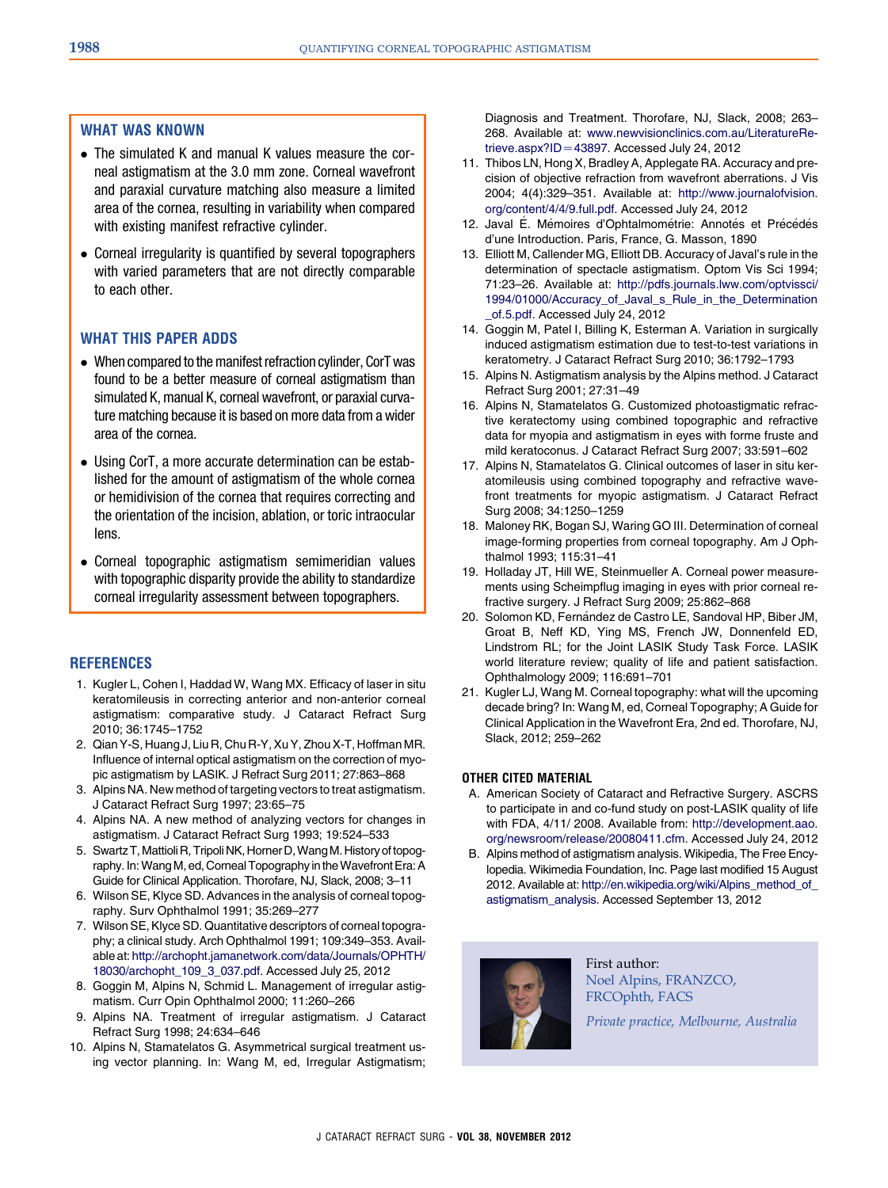## WHAT WAS KNOWN

- The simulated K and manual K values measure the corneal astigmatism at the 3.0 mm zone. Corneal wavefront and paraxial curvature matching also measure a limited area of the cornea, resulting in variability when compared with existing manifest refractive cylinder.
- Corneal irregularity is quantified by several topographers with varied parameters that are not directly comparable to each other.

## WHAT THIS PAPER ADDS

- When compared to the manifest refraction cylinder, CorT was found to be a better measure of corneal astigmatism than simulated K, manual K, corneal wavefront, or paraxial curvature matching because it is based on more data from a wider area of the cornea.
- Using CorT, a more accurate determination can be established for the amount of astigmatism of the whole cornea or hemidivision of the cornea that requires correcting and the orientation of the incision, ablation, or toric intraocular lens.
- Corneal topographic astigmatism semimeridian values with topographic disparity provide the ability to standardize corneal irregularity assessment between topographers.

## REFERENCES

1. Kugler L, Cohen I, Haddad W, Wang MX. Efficacy of laser in situ keratomileusis in correcting anterior and non-anterior corneal astigmatism: comparative study. J Cataract Refract Surg 2010; 36:1745–1752
2. Qian Y-S, Huang J, Liu R, Chu R-Y, Xu Y, Zhou X-T, Hoffman MR. Influence of internal optical astigmatism on the correction of myopic astigmatism by LASIK. J Refract Surg 2011; 27:863–868
3. Alpins NA. New method of targeting vectors to treat astigmatism. J Cataract Refract Surg 1997; 23:65–75
4. Alpins NA. A new method of analyzing vectors for changes in astigmatism. J Cataract Refract Surg 1993; 19:524–533
5. Swartz T, Mattioli R, Tripoli NK, Horner D, Wang M. History of topography. In: Wang M, ed, Corneal Topography in the Wavefront Era: A Guide for Clinical Application. Thorofare, NJ, Slack, 2008; 3–11
6. Wilson SE, Klyce SD. Advances in the analysis of corneal topography. Surv Ophthalmol 1991; 35:269–277
7. Wilson SE, Klyce SD. Quantitative descriptors of corneal topography; a clinical study. Arch Ophthalmol 1991; 109:349–353. Available at: http://archopht.jamanetwork.com/data/Journals/OPHTH/18030/archopht_109_3_037.pdf. Accessed July 25, 2012
8. Goggin M, Alpins N, Schmid L. Management of irregular astigmatism. Curr Opin Ophthalmol 2000; 11:260–266
9. Alpins NA. Treatment of irregular astigmatism. J Cataract Refract Surg 1998; 24:634–646
10. Alpins N, Stamatelatos G. Asymmetrical surgical treatment using vector planning. In: Wang M, ed, Irregular Astigmatism; Diagnosis and Treatment. Thorofare, NJ, Slack, 2008; 263–268. Available at: www.newvisionclinics.com.au/LiteratureRetrieve.aspx?ID=43897. Accessed July 24, 2012
11. Thibos LN, Hong X, Bradley A, Applegate RA. Accuracy and precision of objective refraction from wavefront aberrations. J Vis 2004; 4(4):329–351. Available at: http://www.journalofvision.org/content/4/4/9.full.pdf. Accessed July 24, 2012
12. Javal É. Mémoires d'Ophtalmométrie: Annotés et Précédés d'une Introduction. Paris, France, G. Masson, 1890
13. Elliott M, Callender MG, Elliott DB. Accuracy of Javal's rule in the determination of spectacle astigmatism. Optom Vis Sci 1994; 71:23–26. Available at: http://pdfs.journals.lww.com/optvissci/1994/01000/Accuracy_of_Javal_s_Rule_in_the_Determination_of.5.pdf. Accessed July 24, 2012
14. Goggin M, Patel I, Billing K, Esterman A. Variation in surgically induced astigmatism estimation due to test-to-test variations in keratometry. J Cataract Refract Surg 2010; 36:1792–1793
15. Alpins N. Astigmatism analysis by the Alpins method. J Cataract Refract Surg 2001; 27:31–49
16. Alpins N, Stamatelatos G. Customized photoastigmatic refractive keratectomy using combined topographic and refractive data for myopia and astigmatism in eyes with forme fruste and mild keratoconus. J Cataract Refract Surg 2007; 33:591–602
17. Alpins N, Stamatelatos G. Clinical outcomes of laser in situ keratomileusis using combined topography and refractive wavefront treatments for myopic astigmatism. J Cataract Refract Surg 2008; 34:1250–1259
18. Maloney RK, Bogan SJ, Waring GO III. Determination of corneal image-forming properties from corneal topography. Am J Ophthalmol 1993; 115:31–41
19. Holladay JT, Hill WE, Steinmueller A. Corneal power measurements using Scheimpflug imaging in eyes with prior corneal refractive surgery. J Refract Surg 2009; 25:862–868
20. Solomon KD, Fernández de Castro LE, Sandoval HP, Biber JM, Groat B, Neff KD, Ying MS, French JW, Donnenfeld ED, Lindstrom RL; for the Joint LASIK Study Task Force. LASIK world literature review; quality of life and patient satisfaction. Ophthalmology 2009; 116:691–701
21. Kugler LJ, Wang M. Corneal topography: what will the upcoming decade bring? In: Wang M, ed, Corneal Topography; A Guide for Clinical Application in the Wavefront Era, 2nd ed. Thorofare, NJ, Slack, 2012; 259–262

## OTHER CITED MATERIAL

A. American Society of Cataract and Refractive Surgery. ASCRS to participate in and co-fund study on post-LASIK quality of life with FDA, 4/11/ 2008. Available from: http://development.aao.org/newsroom/release/20080411.cfm. Accessed July 24, 2012

B. Alpins method of astigmatism analysis. Wikipedia, The Free Encyclopedia. Wikimedia Foundation, Inc. Page last modified 15 August 2012. Available at: http://en.wikipedia.org/wiki/Alpins_method_of_astigmatism_analysis. Accessed September 13, 2012

First author:
Noel Alpins, FRANZCO, FRCOphth, FACS

*Private practice, Melbourne, Australia*